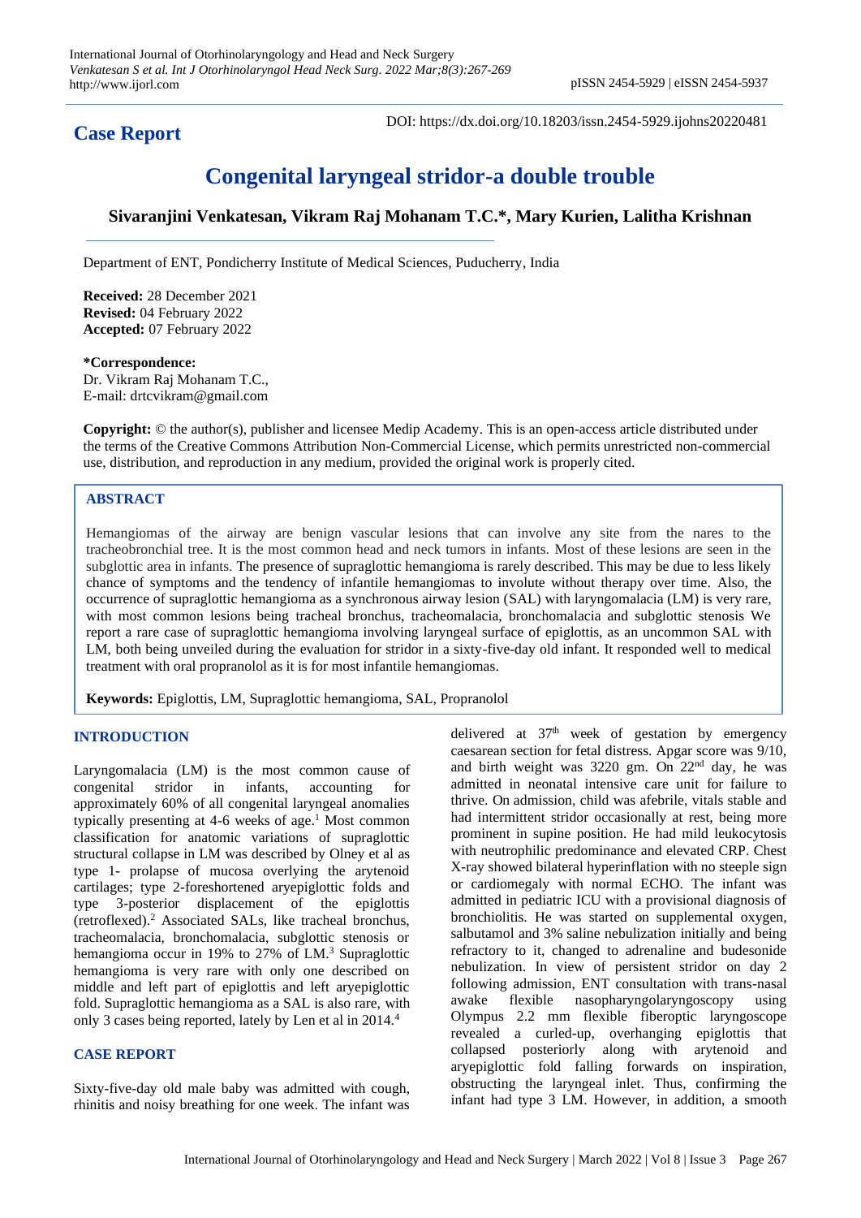## Case Report

DOI: https://dx.doi.org/10.18203/issn.2454-5929.ijohns20220481

# Congenital laryngeal stridor-a double trouble

**Sivaranjini Venkatesan, Vikram Raj Mohanam T.C.\*, Mary Kurien, Lalitha Krishnan**

Department of ENT, Pondicherry Institute of Medical Sciences, Puducherry, India

**Received:** 28 December 2021
**Revised:** 04 February 2022
**Accepted:** 07 February 2022

**\*Correspondence:**
Dr. Vikram Raj Mohanam T.C.,
E-mail: drtcvikram@gmail.com

**Copyright:** © the author(s), publisher and licensee Medip Academy. This is an open-access article distributed under the terms of the Creative Commons Attribution Non-Commercial License, which permits unrestricted non-commercial use, distribution, and reproduction in any medium, provided the original work is properly cited.

## ABSTRACT

Hemangiomas of the airway are benign vascular lesions that can involve any site from the nares to the tracheobronchial tree. It is the most common head and neck tumors in infants. Most of these lesions are seen in the subglottic area in infants. The presence of supraglottic hemangioma is rarely described. This may be due to less likely chance of symptoms and the tendency of infantile hemangiomas to involute without therapy over time. Also, the occurrence of supraglottic hemangioma as a synchronous airway lesion (SAL) with laryngomalacia (LM) is very rare, with most common lesions being tracheal bronchus, tracheomalacia, bronchomalacia, subglottic stenosis We report a rare case of supraglottic hemangioma involving laryngeal surface of epiglottis, as an uncommon SAL with LM, both being unveiled during the evaluation for stridor in a sixty-five-day old infant. It responded well to medical treatment with oral propranolol as it is for most infantile hemangiomas.

**Keywords:** Epiglottis, LM, Supraglottic hemangioma, SAL, Propranolol

## INTRODUCTION

Laryngomalacia (LM) is the most common cause of congenital stridor in infants, accounting for approximately 60% of all congenital laryngeal anomalies typically presenting at 4-6 weeks of age.[1] Most common classification for anatomic variations of supraglottic structural collapse in LM was described by Olney et al as type 1- prolapse of mucosa overlying the arytenoid cartilages; type 2-foreshortened aryepiglottic folds and type 3-posterior displacement of the epiglottis (retroflexed).[2] Associated SALs, like tracheal bronchus, tracheomalacia, bronchomalacia, subglottic stenosis or hemangioma occur in 19% to 27% of LM.[3] Supraglottic hemangioma is very rare with only one described on middle and left part of epiglottis and left aryepiglottic fold. Supraglottic hemangioma as a SAL is also rare, with only 3 cases being reported, lately by Len et al in 2014.[4]

## CASE REPORT

Sixty-five-day old male baby was admitted with cough, rhinitis and noisy breathing for one week. The infant was delivered at 37[th] week of gestation by emergency caesarean section for fetal distress. Apgar score was 9/10, and birth weight was 3220 gm. On 22[nd] day, he was admitted in neonatal intensive care unit for failure to thrive. On admission, child was afebrile, vitals stable and had intermittent stridor occasionally at rest, being more prominent in supine position. He had mild leukocytosis with neutrophilic predominance and elevated CRP. Chest X-ray showed bilateral hyperinflation with no steeple sign or cardiomegaly with normal ECHO. The infant was admitted in pediatric ICU with a provisional diagnosis of bronchiolitis. He was started on supplemental oxygen, salbutamol and 3% saline nebulization initially and being refractory to it, changed to adrenaline and budesonide nebulization. In view of persistent stridor on day 2 following admission, ENT consultation with trans-nasal awake flexible nasopharyngolaryngoscopy using Olympus 2.2 mm flexible fiberoptic laryngoscope revealed a curled-up, overhanging epiglottis that collapsed posteriorly along with arytenoid and aryepiglottic fold falling forwards on inspiration, obstructing the laryngeal inlet. Thus, confirming the infant had type 3 LM. However, in addition, a smooth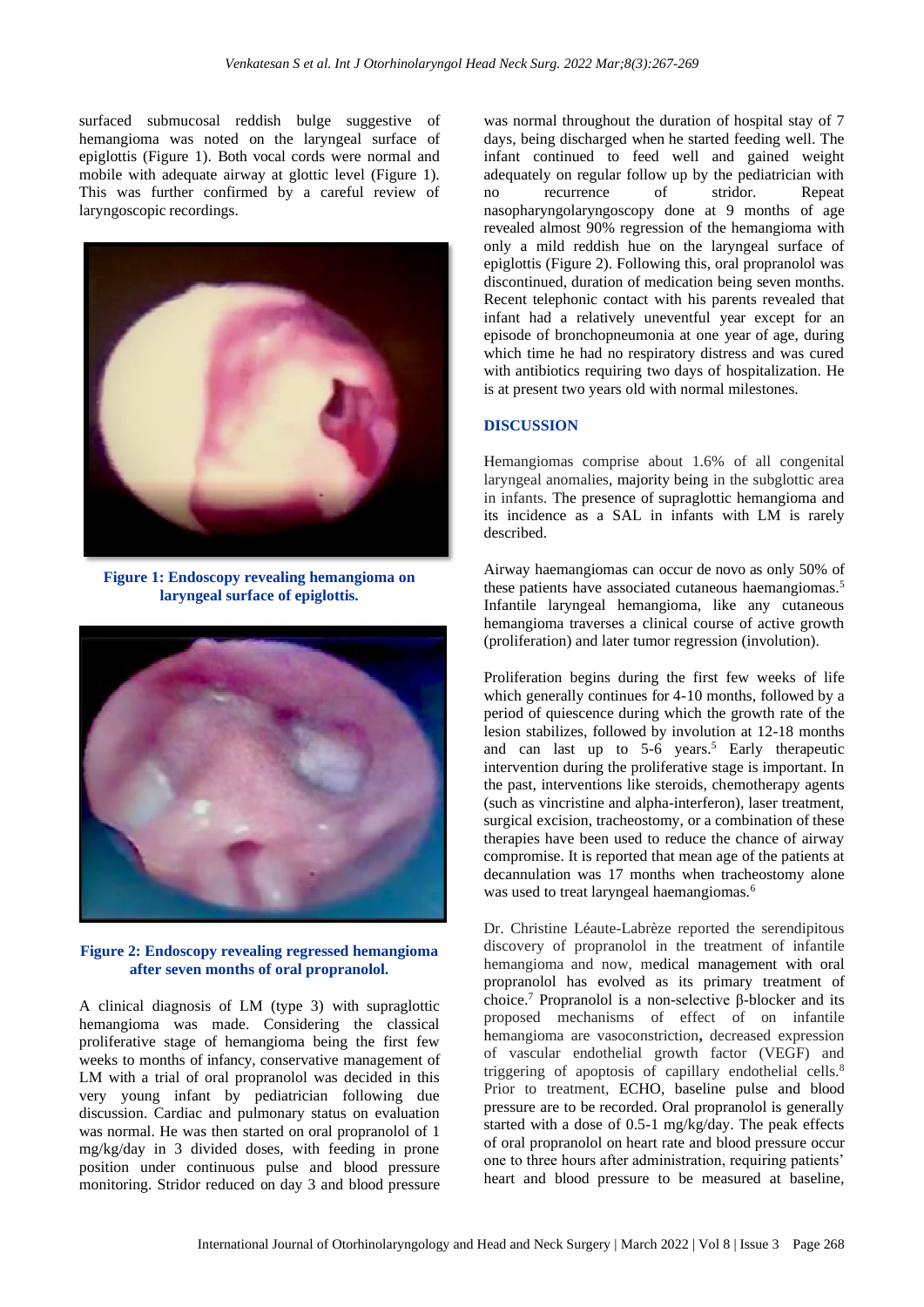surfaced submucosal reddish bulge suggestive of hemangioma was noted on the laryngeal surface of epiglottis (Figure 1). Both vocal cords were normal and mobile with adequate airway at glottic level (Figure 1). This was further confirmed by a careful review of laryngoscopic recordings.

**Figure 1: Endoscopy revealing hemangioma on laryngeal surface of epiglottis.**

**Figure 2: Endoscopy revealing regressed hemangioma after seven months of oral propranolol.**

A clinical diagnosis of LM (type 3) with supraglottic hemangioma was made. Considering the classical proliferative stage of hemangioma being the first few weeks to months of infancy, conservative management of LM with a trial of oral propranolol was decided in this very young infant by pediatrician following due discussion. Cardiac and pulmonary status on evaluation was normal. He was then started on oral propranolol of 1 mg/kg/day in 3 divided doses, with feeding in prone position under continuous pulse and blood pressure monitoring. Stridor reduced on day 3 and blood pressure was normal throughout the duration of hospital stay of 7 days, being discharged when he started feeding well. The infant continued to feed well and gained weight adequately on regular follow up by the pediatrician with no recurrence of stridor. Repeat nasopharyngolaryngoscopy done at 9 months of age revealed almost 90% regression of the hemangioma with only a mild reddish hue on the laryngeal surface of epiglottis (Figure 2). Following this, oral propranolol was discontinued, duration of medication being seven months. Recent telephonic contact with his parents revealed that infant had a relatively uneventful year except for an episode of bronchopneumonia at one year of age, during which time he had no respiratory distress and was cured with antibiotics requiring two days of hospitalization. He is at present two years old with normal milestones.

## DISCUSSION

Hemangiomas comprise about 1.6% of all congenital laryngeal anomalies, majority being in the subglottic area in infants. The presence of supraglottic hemangioma and its incidence as a SAL in infants with LM is rarely described.

Airway haemangiomas can occur de novo as only 50% of these patients have associated cutaneous haemangiomas.[5] Infantile laryngeal hemangioma, like any cutaneous hemangioma traverses a clinical course of active growth (proliferation) and later tumor regression (involution).

Proliferation begins during the first few weeks of life which generally continues for 4-10 months, followed by a period of quiescence during which the growth rate of the lesion stabilizes, followed by involution at 12-18 months and can last up to 5-6 years.[5] Early therapeutic intervention during the proliferative stage is important. In the past, interventions like steroids, chemotherapy agents (such as vincristine and alpha-interferon), laser treatment, surgical excision, tracheostomy, or a combination of these therapies have been used to reduce the chance of airway compromise. It is reported that mean age of the patients at decannulation was 17 months when tracheostomy alone was used to treat laryngeal haemangiomas.[6]

Dr. Christine Léaute-Labrèze reported the serendipitous discovery of propranolol in the treatment of infantile hemangioma and now, medical management with oral propranolol has evolved as its primary treatment of choice.[7] Propranolol is a non-selective β-blocker and its proposed mechanisms of effect of on infantile hemangioma are vasoconstriction, decreased expression of vascular endothelial growth factor (VEGF) and triggering of apoptosis of capillary endothelial cells.[8] Prior to treatment, ECHO, baseline pulse and blood pressure are to be recorded. Oral propranolol is generally started with a dose of 0.5-1 mg/kg/day. The peak effects of oral propranolol on heart rate and blood pressure occur one to three hours after administration, requiring patients' heart and blood pressure to be measured at baseline,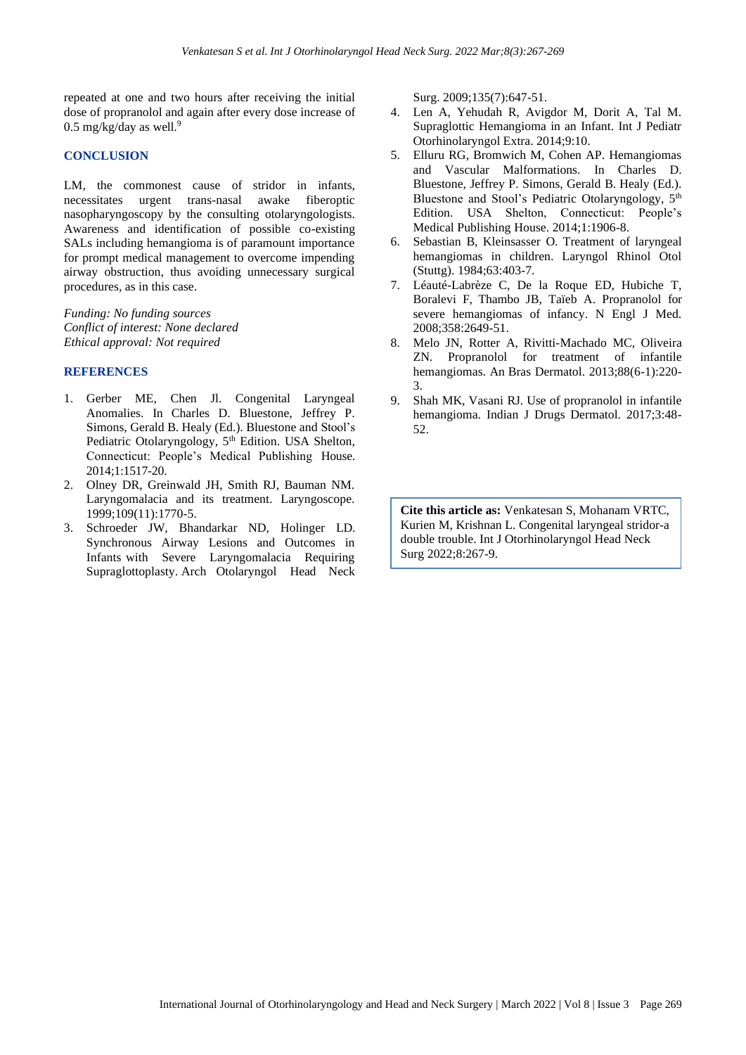repeated at one and two hours after receiving the initial dose of propranolol and again after every dose increase of 0.5 mg/kg/day as well.[9]

## CONCLUSION

LM, the commonest cause of stridor in infants, necessitates urgent trans-nasal awake fiberoptic nasopharyngoscopy by the consulting otolaryngologists. Awareness and identification of possible co-existing SALs including hemangioma is of paramount importance for prompt medical management to overcome impending airway obstruction, thus avoiding unnecessary surgical procedures, as in this case.

*Funding: No funding sources*
*Conflict of interest: None declared*
*Ethical approval: Not required*

## REFERENCES

1. Gerber ME, Chen Jl. Congenital Laryngeal Anomalies. In Charles D. Bluestone, Jeffrey P. Simons, Gerald B. Healy (Ed.). Bluestone and Stool's Pediatric Otolaryngology, 5th Edition. USA Shelton, Connecticut: People's Medical Publishing House. 2014;1:1517-20.
2. Olney DR, Greinwald JH, Smith RJ, Bauman NM. Laryngomalacia and its treatment. Laryngoscope. 1999;109(11):1770-5.
3. Schroeder JW, Bhandarkar ND, Holinger LD. Synchronous Airway Lesions and Outcomes in Infants with Severe Laryngomalacia Requiring Supraglottoplasty. Arch Otolaryngol Head Neck Surg. 2009;135(7):647-51.
4. Len A, Yehudah R, Avigdor M, Dorit A, Tal M. Supraglottic Hemangioma in an Infant. Int J Pediatr Otorhinolaryngol Extra. 2014;9:10.
5. Elluru RG, Bromwich M, Cohen AP. Hemangiomas and Vascular Malformations. In Charles D. Bluestone, Jeffrey P. Simons, Gerald B. Healy (Ed.). Bluestone and Stool's Pediatric Otolaryngology, 5th Edition. USA Shelton, Connecticut: People's Medical Publishing House. 2014;1:1906-8.
6. Sebastian B, Kleinsasser O. Treatment of laryngeal hemangiomas in children. Laryngol Rhinol Otol (Stuttg). 1984;63:403-7.
7. Léauté-Labrèze C, De la Roque ED, Hubiche T, Boralevi F, Thambo JB, Taïeb A. Propranolol for severe hemangiomas of infancy. N Engl J Med. 2008;358:2649-51.
8. Melo JN, Rotter A, Rivitti-Machado MC, Oliveira ZN. Propranolol for treatment of infantile hemangiomas. An Bras Dermatol. 2013;88(6-1):220-3.
9. Shah MK, Vasani RJ. Use of propranolol in infantile hemangioma. Indian J Drugs Dermatol. 2017;3:48-52.

**Cite this article as:** Venkatesan S, Mohanam VRTC, Kurien M, Krishnan L. Congenital laryngeal stridor-a double trouble. Int J Otorhinolaryngol Head Neck Surg 2022;8:267-9.